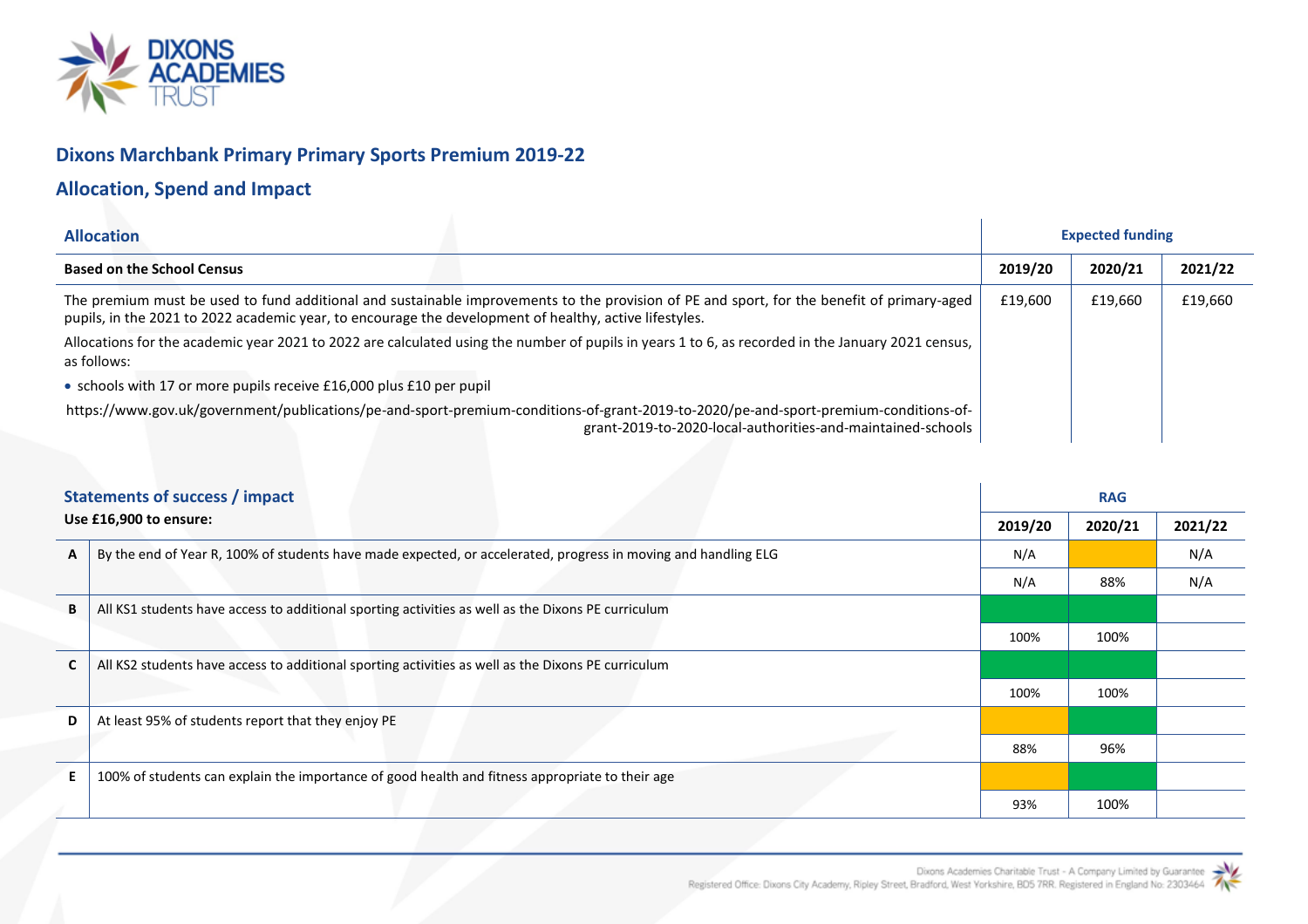## Dixons Marchbank Primary Primary Sports Premium 2019-22

## Allocation, Spend and Impact

| Allocation | Expected funding | | |
|---|---|---|---|
| **Based on the School Census** | **2019/20** | **2020/21** | **2021/22** |
| The premium must be used to fund additional and sustainable improvements to the provision of PE and sport, for the benefit of primary-aged pupils, in the 2021 to 2022 academic year, to encourage the development of healthy, active lifestyles.<br>Allocations for the academic year 2021 to 2022 are calculated using the number of pupils in years 1 to 6, as recorded in the January 2021 census, as follows:<br>• schools with 17 or more pupils receive £16,000 plus £10 per pupil<br>https://www.gov.uk/government/publications/pe-and-sport-premium-conditions-of-grant-2019-to-2020/pe-and-sport-premium-conditions-of-grant-2019-to-2020-local-authorities-and-maintained-schools | £19,600 | £19,660 | £19,660 |

| | Statements of success / impact<br>**Use £16,900 to ensure:** | RAG<br>**2019/20** | **2020/21** | **2021/22** |
|---|---|---|---|---|
| **A** | By the end of Year R, 100% of students have made expected, or accelerated, progress in moving and handling ELG | N/A | | N/A |
| | | N/A | 88% | N/A |
| **B** | All KS1 students have access to additional sporting activities as well as the Dixons PE curriculum | | | |
| | | 100% | 100% | |
| **C** | All KS2 students have access to additional sporting activities as well as the Dixons PE curriculum | | | |
| | | 100% | 100% | |
| **D** | At least 95% of students report that they enjoy PE | | | |
| | | 88% | 96% | |
| **E** | 100% of students can explain the importance of good health and fitness appropriate to their age | | | |
| | | 93% | 100% | |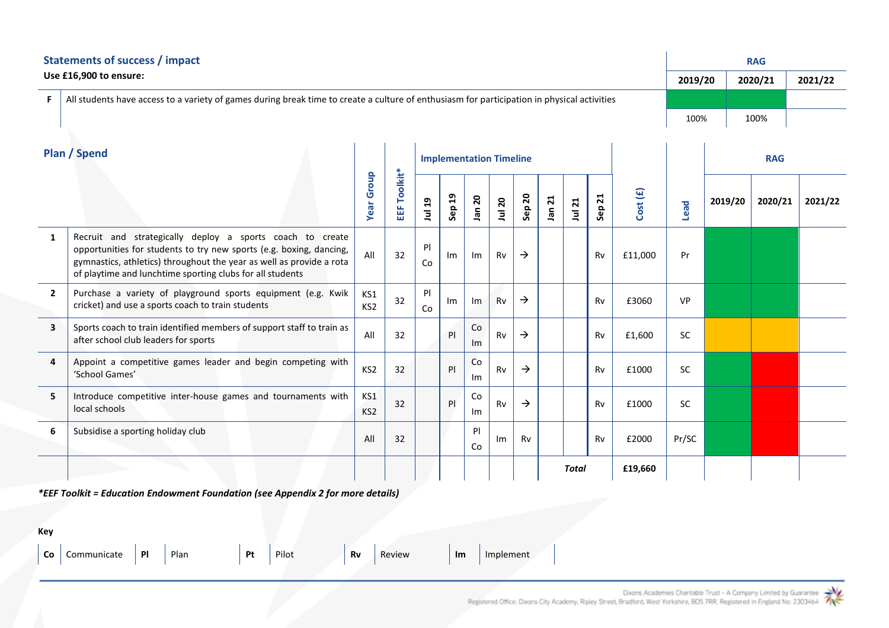## Statements of success / impact

**Use £16,900 to ensure:**

| | | RAG 2019/20 | RAG 2020/21 | RAG 2021/22 |
|---|---|---|---|---|
| F | All students have access to a variety of games during break time to create a culture of enthusiasm for participation in physical activities | 100% | 100% | |

## Plan / Spend

| | | Year Group | EEF Toolkit* | Implementation Timeline | | | | | | | | Cost (£) | Lead | RAG | | |
|---|---|---|---|---|---|---|---|---|---|---|---|---|---|---|---|---|
| | | | | Jul 19 | Sep 19 | Jan 20 | Jul 20 | Sep 20 | Jan 21 | Jul 21 | Sep 21 | | | 2019/20 | 2020/21 | 2021/22 |
| 1 | Recruit and strategically deploy a sports coach to create opportunities for students to try new sports (e.g. boxing, dancing, gymnastics, athletics) throughout the year as well as provide a rota of playtime and lunchtime sporting clubs for all students | All | 32 | Pl Co | Im | Im | Rv | → | | | Rv | £11,000 | Pr | | | |
| 2 | Purchase a variety of playground sports equipment (e.g. Kwik cricket) and use a sports coach to train students | KS1 KS2 | 32 | Pl Co | Im | Im | Rv | → | | | Rv | £3060 | VP | | | |
| 3 | Sports coach to train identified members of support staff to train as after school club leaders for sports | All | 32 | | Pl | Co Im | Rv | → | | | Rv | £1,600 | SC | | | |
| 4 | Appoint a competitive games leader and begin competing with 'School Games' | KS2 | 32 | | Pl | Co Im | Rv | → | | | Rv | £1000 | SC | | | |
| 5 | Introduce competitive inter-house games and tournaments with local schools | KS1 KS2 | 32 | | Pl | Co Im | Rv | → | | | Rv | £1000 | SC | | | |
| 6 | Subsidise a sporting holiday club | All | 32 | | | Pl Co | Im | Rv | | | Rv | £2000 | Pr/SC | | | |
| | | | | | | | | | | *Total* | | **£19,660** | | | | |

***EEF Toolkit = Education Endowment Foundation (see Appendix 2 for more details)***

**Key**

| **Co** | Communicate | **Pl** | Plan | **Pt** | Pilot | **Rv** | Review | **Im** | Implement |
|---|---|---|---|---|---|---|---|---|---|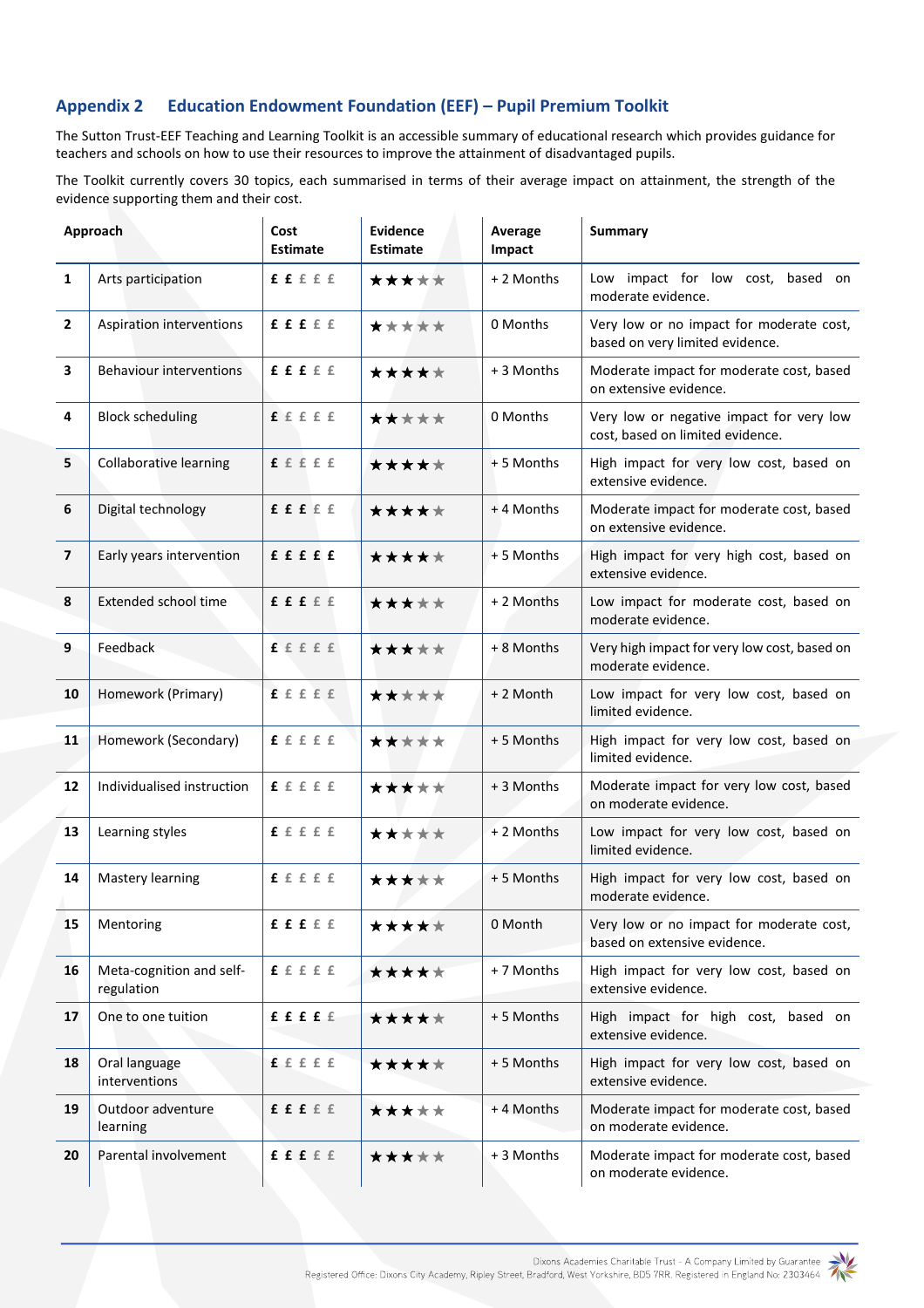## Appendix 2 Education Endowment Foundation (EEF) – Pupil Premium Toolkit

The Sutton Trust-EEF Teaching and Learning Toolkit is an accessible summary of educational research which provides guidance for teachers and schools on how to use their resources to improve the attainment of disadvantaged pupils.

The Toolkit currently covers 30 topics, each summarised in terms of their average impact on attainment, the strength of the evidence supporting them and their cost.

| | Approach | Cost Estimate | Evidence Estimate | Average Impact | Summary |
|---|---|---|---|---|---|
| 1 | Arts participation | ££ | ★★★☆☆ | + 2 Months | Low impact for low cost, based on moderate evidence. |
| 2 | Aspiration interventions | £££ | ★☆☆☆☆ | 0 Months | Very low or no impact for moderate cost, based on very limited evidence. |
| 3 | Behaviour interventions | £££ | ★★★★☆ | + 3 Months | Moderate impact for moderate cost, based on extensive evidence. |
| 4 | Block scheduling | £ | ★★☆☆☆ | 0 Months | Very low or negative impact for very low cost, based on limited evidence. |
| 5 | Collaborative learning | £ | ★★★★☆ | + 5 Months | High impact for very low cost, based on extensive evidence. |
| 6 | Digital technology | £££ | ★★★★☆ | + 4 Months | Moderate impact for moderate cost, based on extensive evidence. |
| 7 | Early years intervention | £££££ | ★★★★☆ | + 5 Months | High impact for very high cost, based on extensive evidence. |
| 8 | Extended school time | £££ | ★★★☆☆ | + 2 Months | Low impact for moderate cost, based on moderate evidence. |
| 9 | Feedback | £ | ★★★☆☆ | + 8 Months | Very high impact for very low cost, based on moderate evidence. |
| 10 | Homework (Primary) | £ | ★★☆☆☆ | + 2 Month | Low impact for very low cost, based on limited evidence. |
| 11 | Homework (Secondary) | £ | ★★☆☆☆ | + 5 Months | High impact for very low cost, based on limited evidence. |
| 12 | Individualised instruction | £ | ★★★☆☆ | + 3 Months | Moderate impact for very low cost, based on moderate evidence. |
| 13 | Learning styles | £ | ★★☆☆☆ | + 2 Months | Low impact for very low cost, based on limited evidence. |
| 14 | Mastery learning | £ | ★★★☆☆ | + 5 Months | High impact for very low cost, based on moderate evidence. |
| 15 | Mentoring | £££ | ★★★★☆ | 0 Month | Very low or no impact for moderate cost, based on extensive evidence. |
| 16 | Meta-cognition and self-regulation | £ | ★★★★☆ | + 7 Months | High impact for very low cost, based on extensive evidence. |
| 17 | One to one tuition | ££££ | ★★★★☆ | + 5 Months | High impact for high cost, based on extensive evidence. |
| 18 | Oral language interventions | £ | ★★★★☆ | + 5 Months | High impact for very low cost, based on extensive evidence. |
| 19 | Outdoor adventure learning | £££ | ★★★☆☆ | + 4 Months | Moderate impact for moderate cost, based on moderate evidence. |
| 20 | Parental involvement | £££ | ★★★☆☆ | + 3 Months | Moderate impact for moderate cost, based on moderate evidence. |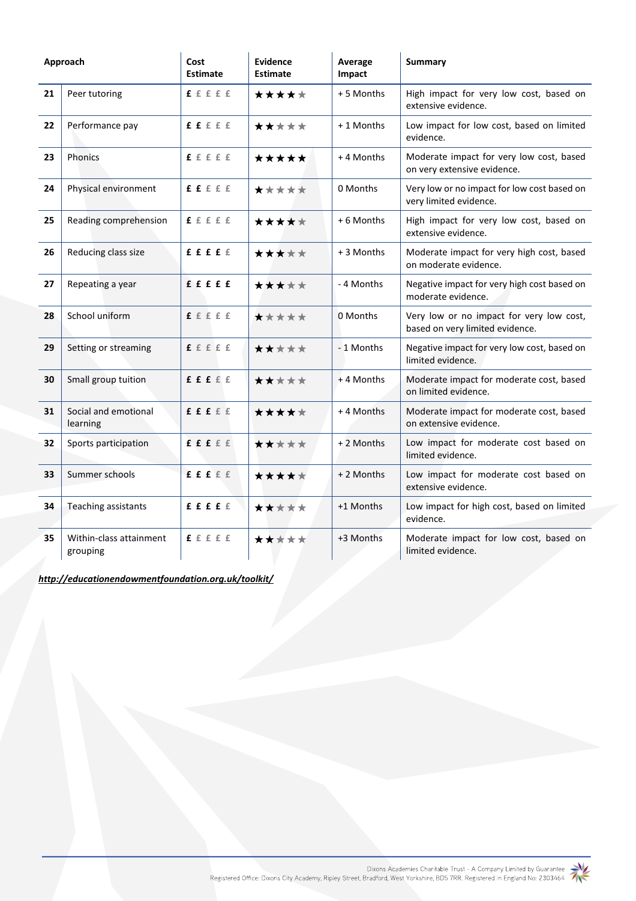| Approach | | Cost Estimate | Evidence Estimate | Average Impact | Summary |
|---|---|---|---|---|---|
| 21 | Peer tutoring | **£** £ £ £ £ | ★★★★☆ | + 5 Months | High impact for very low cost, based on extensive evidence. |
| 22 | Performance pay | **£ £** £ £ £ | ★★☆☆☆ | + 1 Months | Low impact for low cost, based on limited evidence. |
| 23 | Phonics | **£** £ £ £ £ | ★★★★★ | + 4 Months | Moderate impact for very low cost, based on very extensive evidence. |
| 24 | Physical environment | **£ £** £ £ £ | ★☆☆☆☆ | 0 Months | Very low or no impact for low cost based on very limited evidence. |
| 25 | Reading comprehension | **£** £ £ £ £ | ★★★★☆ | + 6 Months | High impact for very low cost, based on extensive evidence. |
| 26 | Reducing class size | **£ £ £ £** £ | ★★★☆☆ | + 3 Months | Moderate impact for very high cost, based on moderate evidence. |
| 27 | Repeating a year | **£ £ £ £ £** | ★★★☆☆ | - 4 Months | Negative impact for very high cost based on moderate evidence. |
| 28 | School uniform | **£** £ £ £ £ | ★☆☆☆☆ | 0 Months | Very low or no impact for very low cost, based on very limited evidence. |
| 29 | Setting or streaming | **£** £ £ £ £ | ★★☆☆☆ | - 1 Months | Negative impact for very low cost, based on limited evidence. |
| 30 | Small group tuition | **£ £ £** £ £ | ★★☆☆☆ | + 4 Months | Moderate impact for moderate cost, based on limited evidence. |
| 31 | Social and emotional learning | **£ £ £** £ £ | ★★★★☆ | + 4 Months | Moderate impact for moderate cost, based on extensive evidence. |
| 32 | Sports participation | **£ £ £** £ £ | ★★☆☆☆ | + 2 Months | Low impact for moderate cost based on limited evidence. |
| 33 | Summer schools | **£ £ £** £ £ | ★★★★☆ | + 2 Months | Low impact for moderate cost based on extensive evidence. |
| 34 | Teaching assistants | **£ £ £ £** £ | ★★☆☆☆ | +1 Months | Low impact for high cost, based on limited evidence. |
| 35 | Within-class attainment grouping | **£** £ £ £ £ | ★★☆☆☆ | +3 Months | Moderate impact for low cost, based on limited evidence. |

***http://educationendowmentfoundation.org.uk/toolkit/***

Dixons Academies Charitable Trust - A Company Limited by Guarantee
Registered Office: Dixons City Academy, Ripley Street, Bradford, West Yorkshire, BD5 7RR. Registered in England No: 2303464